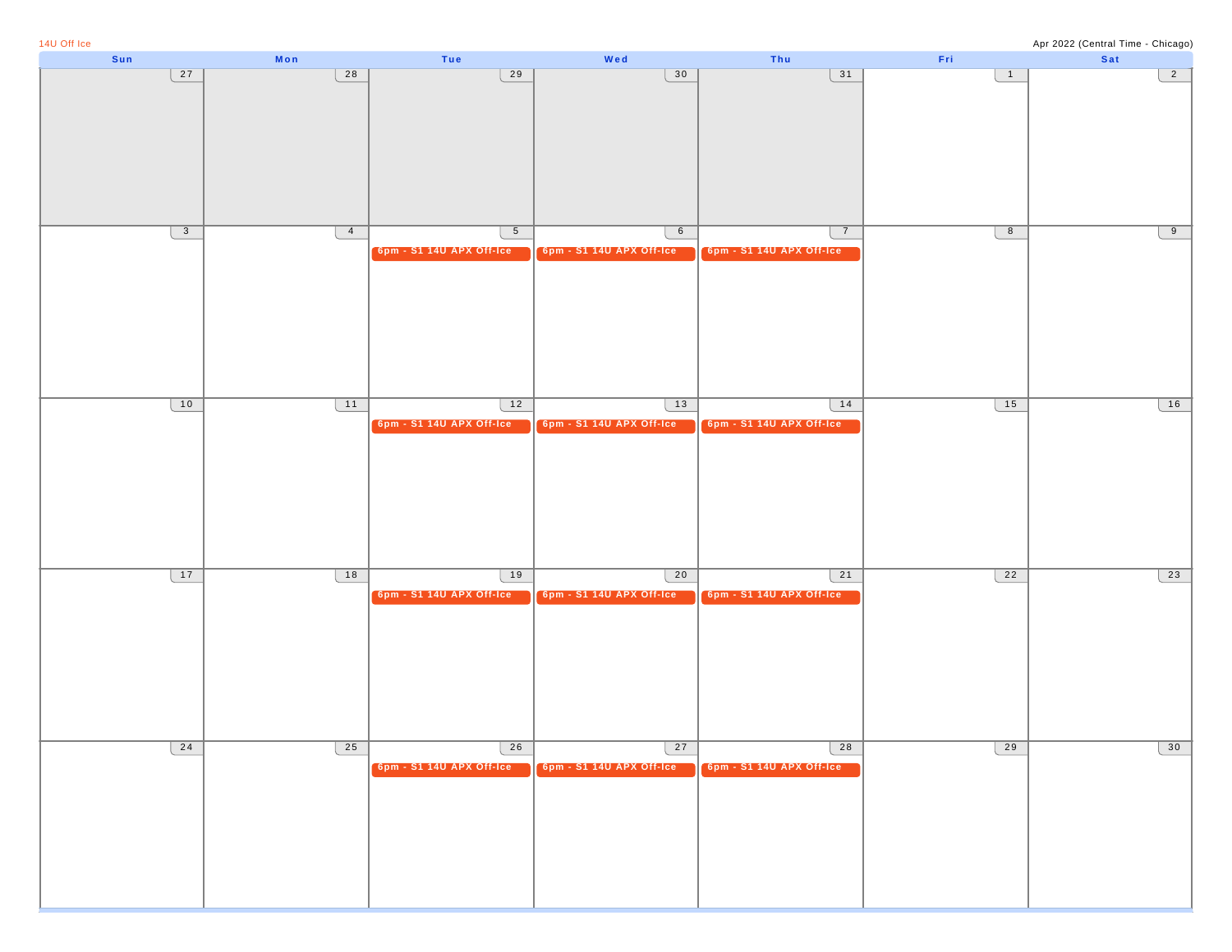14U Off Ice

Apr 2022 (Central Time - Chicago)

| Sun | Mon | Tue | Wed | Thu | Fri | Sat |
|---|---|---|---|---|---|---|
| 27 | 28 | 29 | 30 | 31 | 1 | 2 |
| 3 | 4 | 5 6pm - S1 14U APX Off-Ice | 6 6pm - S1 14U APX Off-Ice | 7 6pm - S1 14U APX Off-Ice | 8 | 9 |
| 10 | 11 | 12 6pm - S1 14U APX Off-Ice | 13 6pm - S1 14U APX Off-Ice | 14 6pm - S1 14U APX Off-Ice | 15 | 16 |
| 17 | 18 | 19 6pm - S1 14U APX Off-Ice | 20 6pm - S1 14U APX Off-Ice | 21 6pm - S1 14U APX Off-Ice | 22 | 23 |
| 24 | 25 | 26 6pm - S1 14U APX Off-Ice | 27 6pm - S1 14U APX Off-Ice | 28 6pm - S1 14U APX Off-Ice | 29 | 30 |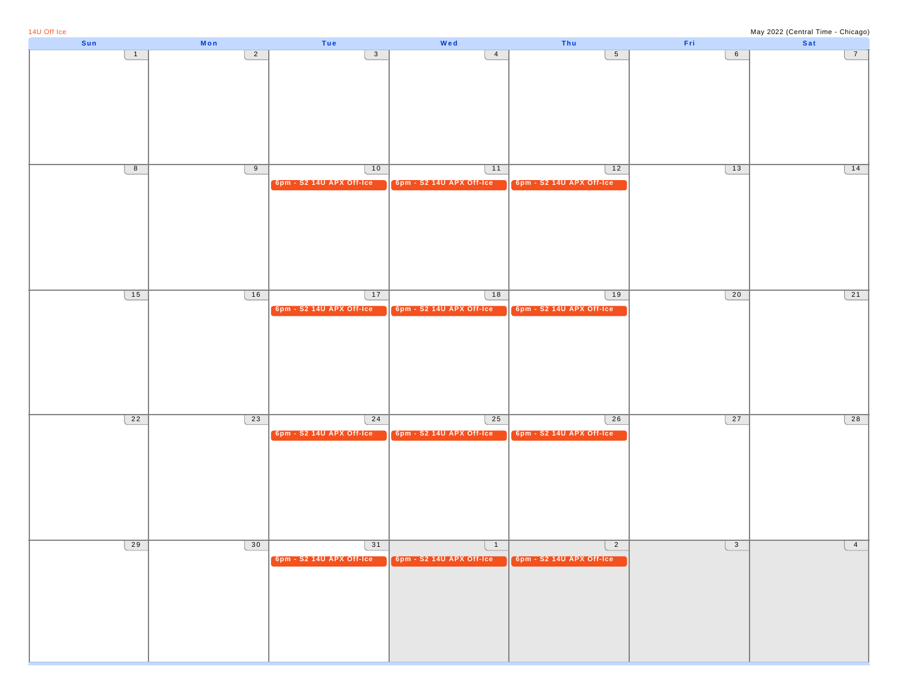14U Off Ice

May 2022 (Central Time - Chicago)

| Sun | Mon | Tue | Wed | Thu | Fri | Sat |
|---|---|---|---|---|---|---|
| 1 | 2 | 3 | 4 | 5 | 6 | 7 |
| 8 | 9 | 10<br>6pm - S2 14U APX Off-Ice | 11<br>6pm - S2 14U APX Off-Ice | 12<br>6pm - S2 14U APX Off-Ice | 13 | 14 |
| 15 | 16 | 17<br>6pm - S2 14U APX Off-Ice | 18<br>6pm - S2 14U APX Off-Ice | 19<br>6pm - S2 14U APX Off-Ice | 20 | 21 |
| 22 | 23 | 24<br>6pm - S2 14U APX Off-Ice | 25<br>6pm - S2 14U APX Off-Ice | 26<br>6pm - S2 14U APX Off-Ice | 27 | 28 |
| 29 | 30 | 31<br>6pm - S2 14U APX Off-Ice | 1<br>6pm - S2 14U APX Off-Ice | 2<br>6pm - S2 14U APX Off-Ice | 3 | 4 |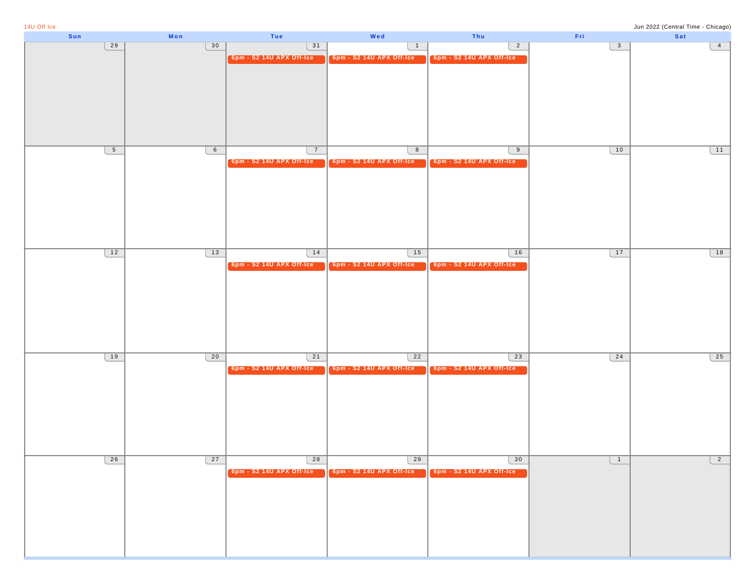14U Off Ice

Jun 2022 (Central Time - Chicago)

| Sun | Mon | Tue | Wed | Thu | Fri | Sat |
|---|---|---|---|---|---|---|
| 29 | 30 | 31<br>6pm - S2 14U APX Off-Ice | 1<br>6pm - S2 14U APX Off-Ice | 2<br>6pm - S2 14U APX Off-Ice | 3 | 4 |
| 5 | 6 | 7<br>6pm - S2 14U APX Off-Ice | 8<br>6pm - S2 14U APX Off-Ice | 9<br>6pm - S2 14U APX Off-Ice | 10 | 11 |
| 12 | 13 | 14<br>6pm - S2 14U APX Off-Ice | 15<br>6pm - S2 14U APX Off-Ice | 16<br>6pm - S2 14U APX Off-Ice | 17 | 18 |
| 19 | 20 | 21<br>6pm - S2 14U APX Off-Ice | 22<br>6pm - S2 14U APX Off-Ice | 23<br>6pm - S2 14U APX Off-Ice | 24 | 25 |
| 26 | 27 | 28<br>6pm - S2 14U APX Off-Ice | 29<br>6pm - S2 14U APX Off-Ice | 30<br>6pm - S2 14U APX Off-Ice | 1 | 2 |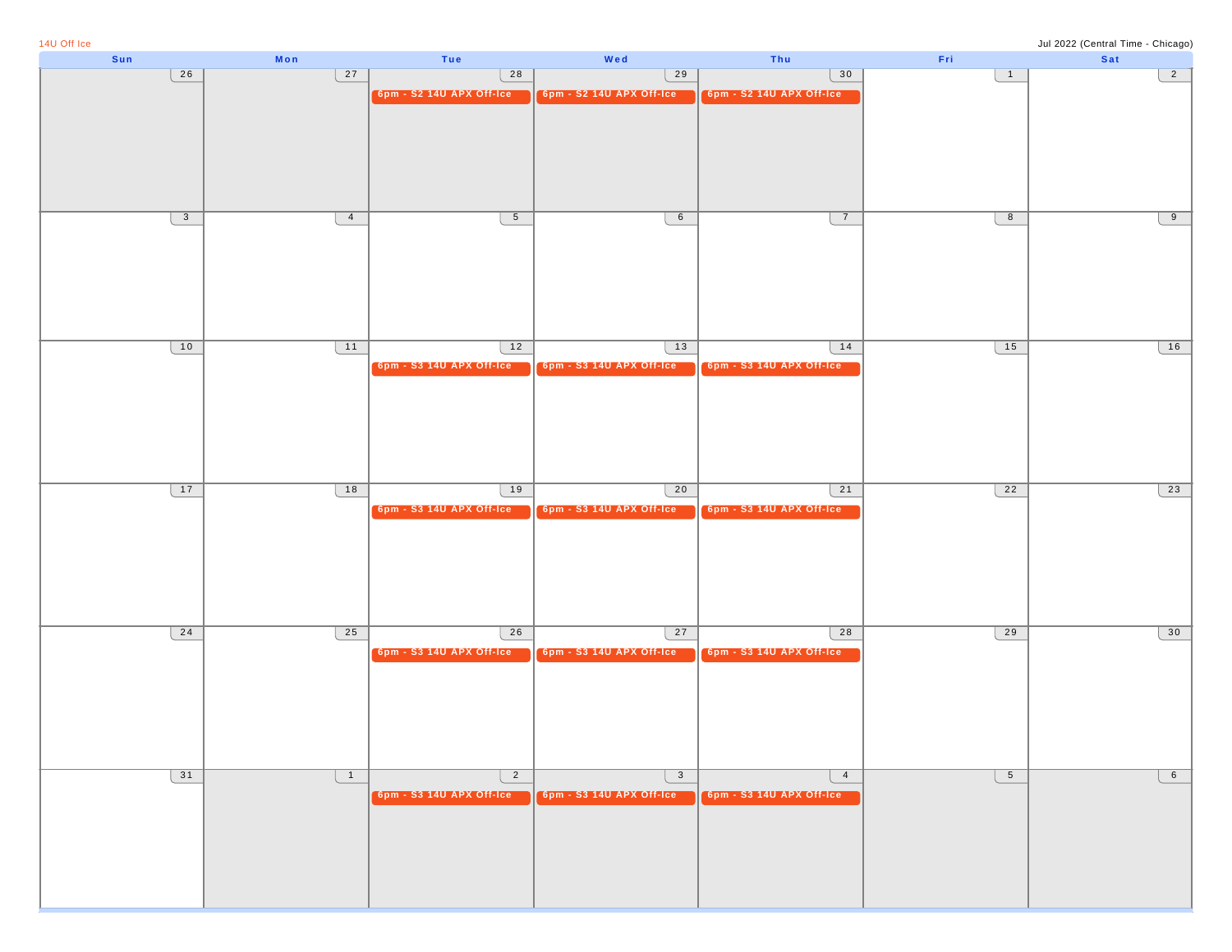14U Off Ice

Jul 2022 (Central Time - Chicago)

| Sun | Mon | Tue | Wed | Thu | Fri | Sat |
|---|---|---|---|---|---|---|
| 26 | 27 | 28<br>6pm - S2 14U APX Off-Ice | 29<br>6pm - S2 14U APX Off-Ice | 30<br>6pm - S2 14U APX Off-Ice | 1 | 2 |
| 3 | 4 | 5 | 6 | 7 | 8 | 9 |
| 10 | 11 | 12<br>6pm - S3 14U APX Off-Ice | 13<br>6pm - S3 14U APX Off-Ice | 14<br>6pm - S3 14U APX Off-Ice | 15 | 16 |
| 17 | 18 | 19<br>6pm - S3 14U APX Off-Ice | 20<br>6pm - S3 14U APX Off-Ice | 21<br>6pm - S3 14U APX Off-Ice | 22 | 23 |
| 24 | 25 | 26<br>6pm - S3 14U APX Off-Ice | 27<br>6pm - S3 14U APX Off-Ice | 28<br>6pm - S3 14U APX Off-Ice | 29 | 30 |
| 31 | 1 | 2<br>6pm - S3 14U APX Off-Ice | 3<br>6pm - S3 14U APX Off-Ice | 4<br>6pm - S3 14U APX Off-Ice | 5 | 6 |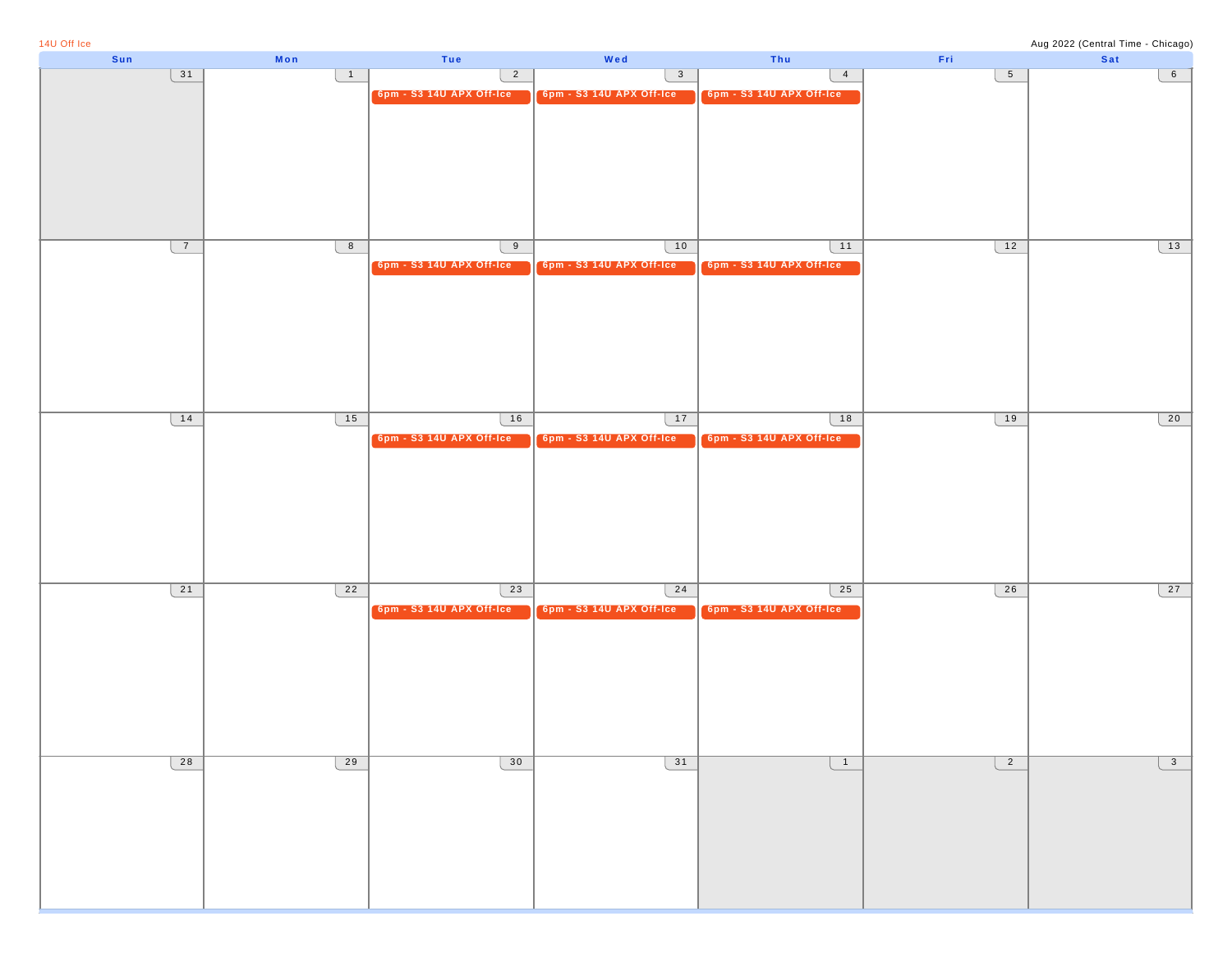14U Off Ice

Aug 2022 (Central Time - Chicago)

| Sun | Mon | Tue | Wed | Thu | Fri | Sat |
| --- | --- | --- | --- | --- | --- | --- |
| 31 | 1 | 2<br>6pm - S3 14U APX Off-Ice | 3<br>6pm - S3 14U APX Off-Ice | 4<br>6pm - S3 14U APX Off-Ice | 5 | 6 |
| 7 | 8 | 9<br>6pm - S3 14U APX Off-Ice | 10<br>6pm - S3 14U APX Off-Ice | 11<br>6pm - S3 14U APX Off-Ice | 12 | 13 |
| 14 | 15 | 16<br>6pm - S3 14U APX Off-Ice | 17<br>6pm - S3 14U APX Off-Ice | 18<br>6pm - S3 14U APX Off-Ice | 19 | 20 |
| 21 | 22 | 23<br>6pm - S3 14U APX Off-Ice | 24<br>6pm - S3 14U APX Off-Ice | 25<br>6pm - S3 14U APX Off-Ice | 26 | 27 |
| 28 | 29 | 30 | 31 | 1 | 2 | 3 |